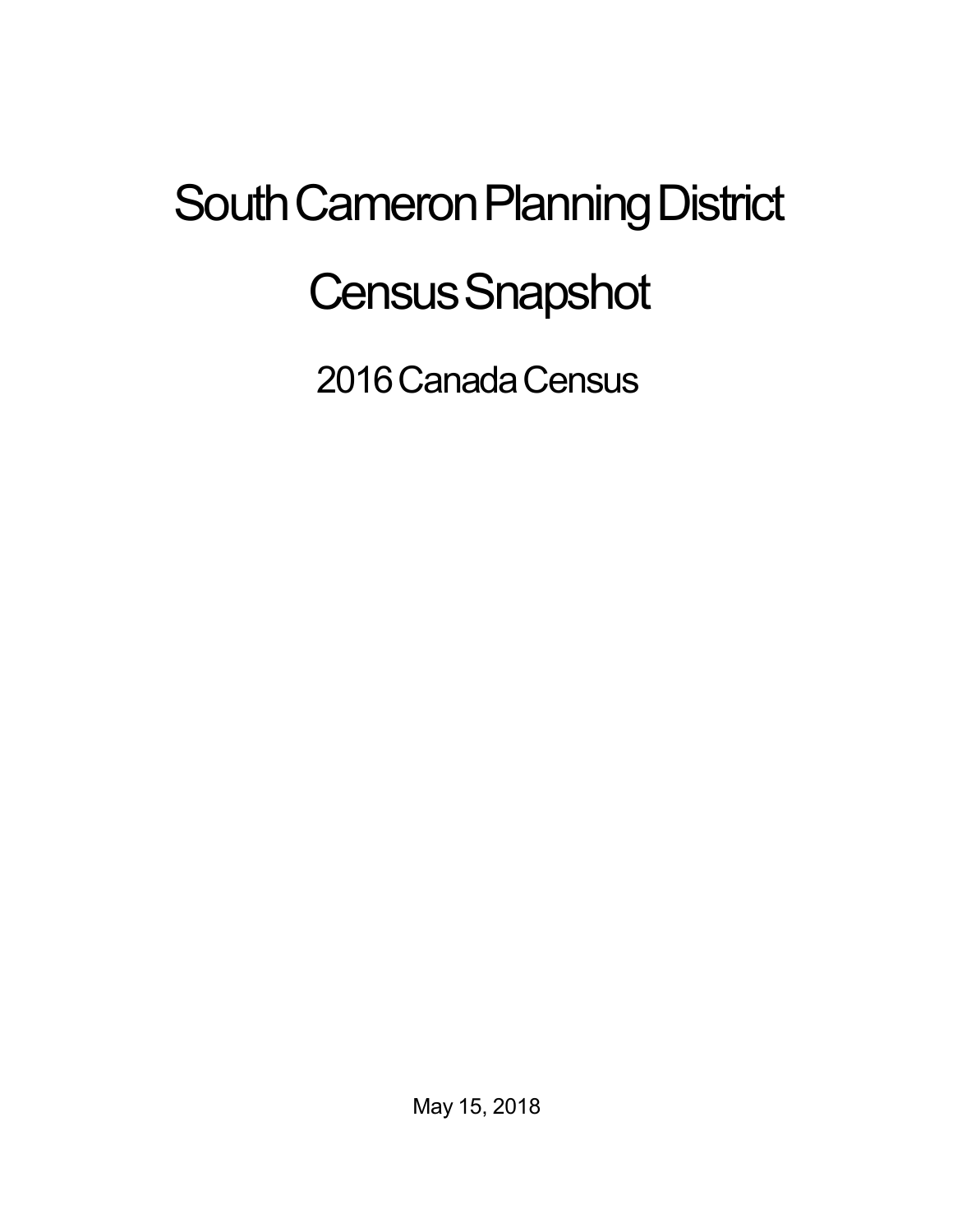# South Cameron Planning District

# Census Snapshot

## 2016 Canada Census

May 15, 2018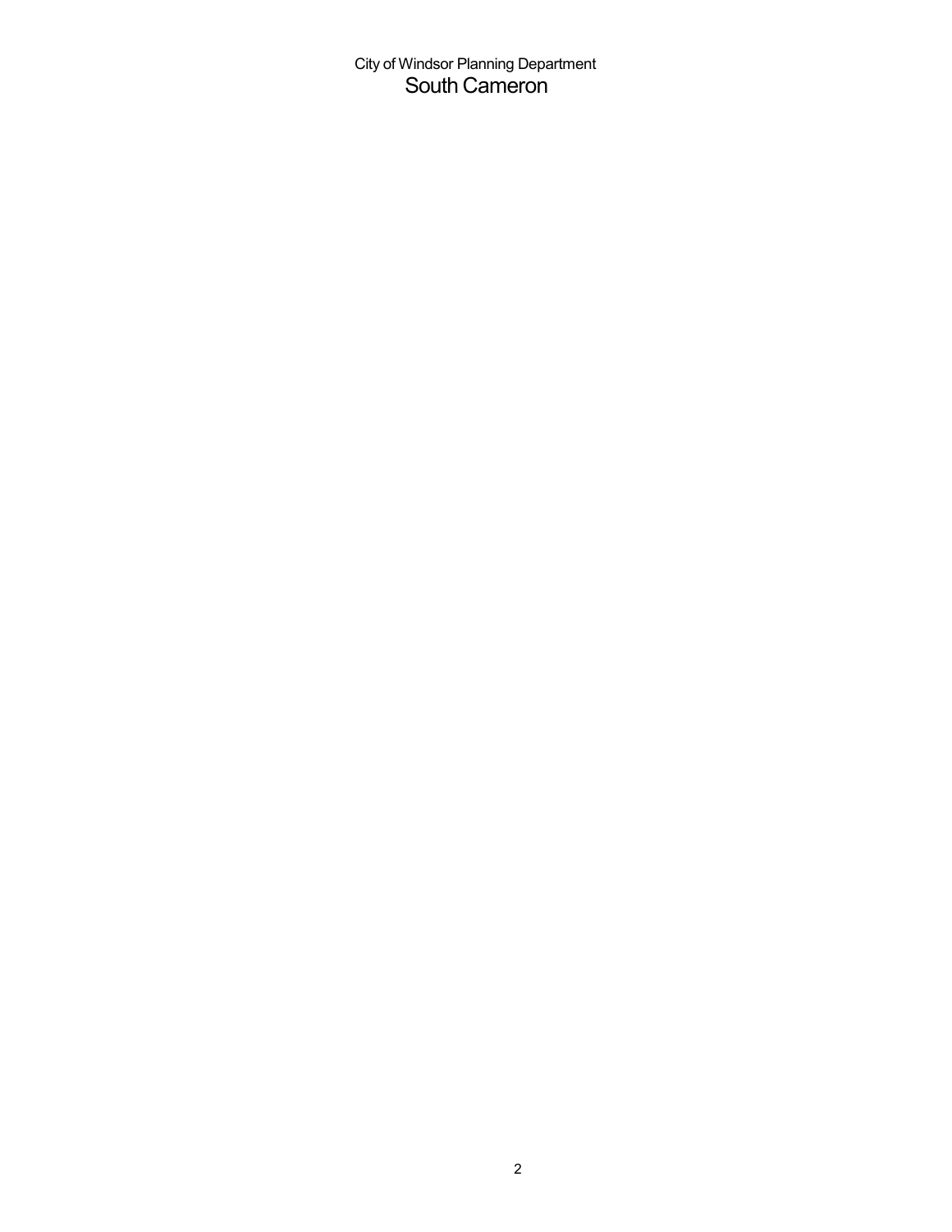City of Windsor Planning Department

# South Cameron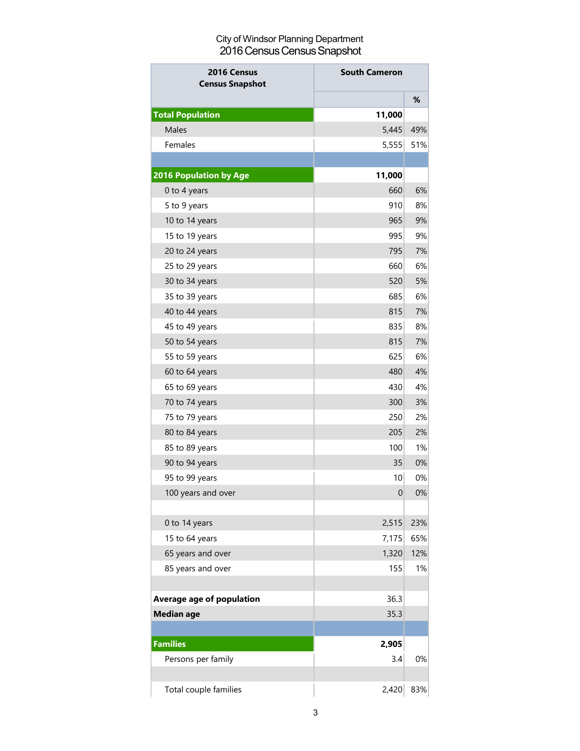City of Windsor Planning Department
2016 Census Census Snapshot

| 2016 Census Census Snapshot | South Cameron | |
|---|---|---|
| | | % |
| **Total Population** | **11,000** | |
| Males | 5,445 | 49% |
| Females | 5,555 | 51% |
| | | |
| **2016 Population by Age** | **11,000** | |
| 0 to 4 years | 660 | 6% |
| 5 to 9 years | 910 | 8% |
| 10 to 14 years | 965 | 9% |
| 15 to 19 years | 995 | 9% |
| 20 to 24 years | 795 | 7% |
| 25 to 29 years | 660 | 6% |
| 30 to 34 years | 520 | 5% |
| 35 to 39 years | 685 | 6% |
| 40 to 44 years | 815 | 7% |
| 45 to 49 years | 835 | 8% |
| 50 to 54 years | 815 | 7% |
| 55 to 59 years | 625 | 6% |
| 60 to 64 years | 480 | 4% |
| 65 to 69 years | 430 | 4% |
| 70 to 74 years | 300 | 3% |
| 75 to 79 years | 250 | 2% |
| 80 to 84 years | 205 | 2% |
| 85 to 89 years | 100 | 1% |
| 90 to 94 years | 35 | 0% |
| 95 to 99 years | 10 | 0% |
| 100 years and over | 0 | 0% |
| | | |
| 0 to 14 years | 2,515 | 23% |
| 15 to 64 years | 7,175 | 65% |
| 65 years and over | 1,320 | 12% |
| 85 years and over | 155 | 1% |
| | | |
| **Average age of population** | 36.3 | |
| **Median age** | 35.3 | |
| | | |
| **Families** | **2,905** | |
| Persons per family | 3.4 | 0% |
| | | |
| Total couple families | 2,420 | 83% |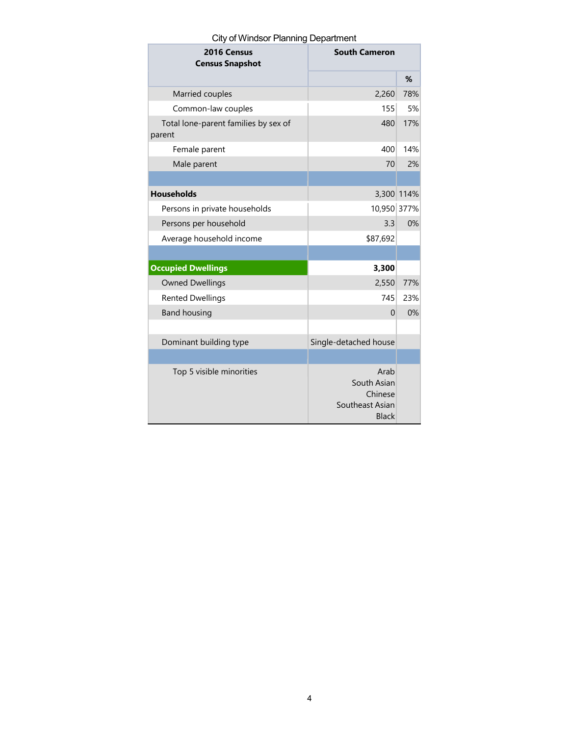City of Windsor Planning Department

| 2016 Census Census Snapshot | South Cameron | |
|---|---|---|
| | | % |
| Married couples | 2,260 | 78% |
| Common-law couples | 155 | 5% |
| Total lone-parent families by sex of parent | 480 | 17% |
| Female parent | 400 | 14% |
| Male parent | 70 | 2% |
| | | |
| **Households** | 3,300 | 114% |
| Persons in private households | 10,950 | 377% |
| Persons per household | 3.3 | 0% |
| Average household income | $87,692 | |
| | | |
| **Occupied Dwellings** | **3,300** | |
| Owned Dwellings | 2,550 | 77% |
| Rented Dwellings | 745 | 23% |
| Band housing | 0 | 0% |
| | | |
| Dominant building type | Single-detached house | |
| | | |
| Top 5 visible minorities | Arab<br>South Asian<br>Chinese<br>Southeast Asian<br>Black | |